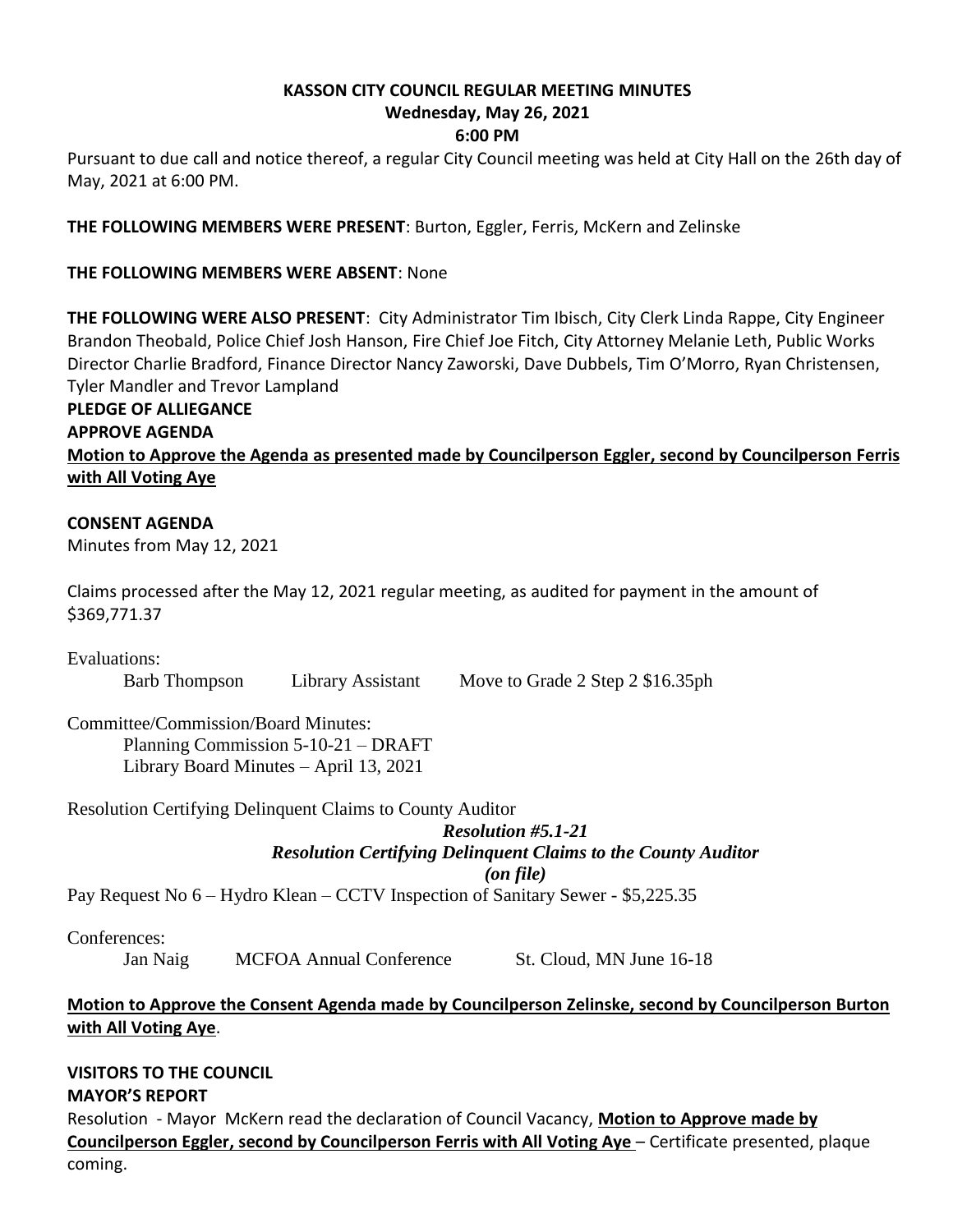# KASSON CITY COUNCIL REGULAR MEETING MINUTES
## Wednesday, May 26, 2021
## 6:00 PM

Pursuant to due call and notice thereof, a regular City Council meeting was held at City Hall on the 26th day of May, 2021 at 6:00 PM.

**THE FOLLOWING MEMBERS WERE PRESENT**: Burton, Eggler, Ferris, McKern and Zelinske

**THE FOLLOWING MEMBERS WERE ABSENT**: None

**THE FOLLOWING WERE ALSO PRESENT**: City Administrator Tim Ibisch, City Clerk Linda Rappe, City Engineer Brandon Theobald, Police Chief Josh Hanson, Fire Chief Joe Fitch, City Attorney Melanie Leth, Public Works Director Charlie Bradford, Finance Director Nancy Zaworski, Dave Dubbels, Tim O'Morro, Ryan Christensen, Tyler Mandler and Trevor Lampland

**PLEDGE OF ALLIEGANCE**

**APPROVE AGENDA**

**Motion to Approve the Agenda as presented made by Councilperson Eggler, second by Councilperson Ferris with All Voting Aye**

**CONSENT AGENDA**

Minutes from May 12, 2021

Claims processed after the May 12, 2021 regular meeting, as audited for payment in the amount of $369,771.37

Evaluations:

| Barb Thompson | Library Assistant | Move to Grade 2 Step 2 $16.35ph |
|---|---|---|

Committee/Commission/Board Minutes:
- Planning Commission 5-10-21 – DRAFT
- Library Board Minutes – April 13, 2021

Resolution Certifying Delinquent Claims to County Auditor

***Resolution #5.1-21***
***Resolution Certifying Delinquent Claims to the County Auditor***
***(on file)***

Pay Request No 6 – Hydro Klean – CCTV Inspection of Sanitary Sewer - $5,225.35

Conferences:

| Jan Naig | MCFOA Annual Conference | St. Cloud, MN June 16-18 |
|---|---|---|

**Motion to Approve the Consent Agenda made by Councilperson Zelinske, second by Councilperson Burton with All Voting Aye**.

**VISITORS TO THE COUNCIL**

**MAYOR'S REPORT**

Resolution - Mayor McKern read the declaration of Council Vacancy, **Motion to Approve made by Councilperson Eggler, second by Councilperson Ferris with All Voting Aye** – Certificate presented, plaque coming.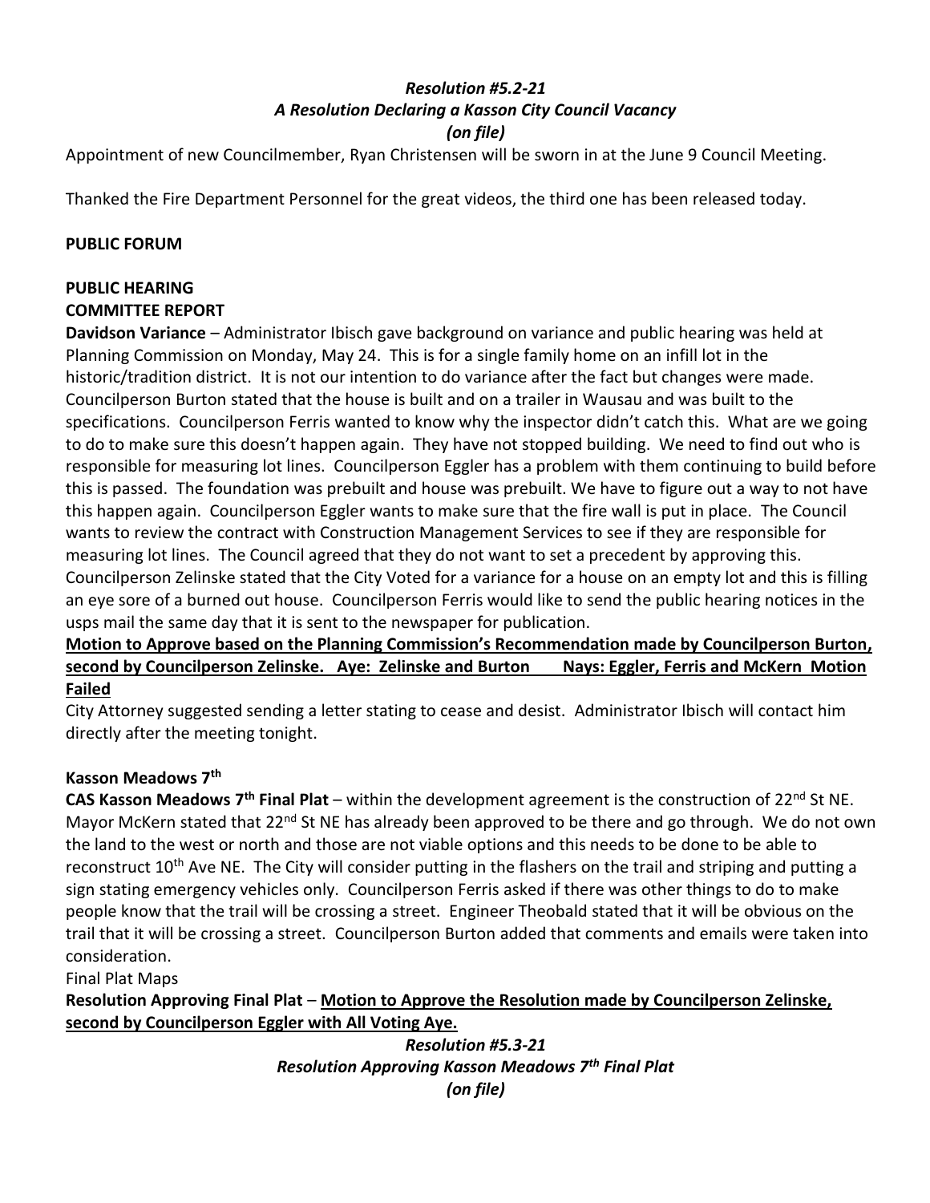*Resolution #5.2-21*
*A Resolution Declaring a Kasson City Council Vacancy*
*(on file)*

Appointment of new Councilmember, Ryan Christensen will be sworn in at the June 9 Council Meeting.

Thanked the Fire Department Personnel for the great videos, the third one has been released today.

**PUBLIC FORUM**

**PUBLIC HEARING**

**COMMITTEE REPORT**

**Davidson Variance** – Administrator Ibisch gave background on variance and public hearing was held at Planning Commission on Monday, May 24. This is for a single family home on an infill lot in the historic/tradition district. It is not our intention to do variance after the fact but changes were made. Councilperson Burton stated that the house is built and on a trailer in Wausau and was built to the specifications. Councilperson Ferris wanted to know why the inspector didn't catch this. What are we going to do to make sure this doesn't happen again. They have not stopped building. We need to find out who is responsible for measuring lot lines. Councilperson Eggler has a problem with them continuing to build before this is passed. The foundation was prebuilt and house was prebuilt. We have to figure out a way to not have this happen again. Councilperson Eggler wants to make sure that the fire wall is put in place. The Council wants to review the contract with Construction Management Services to see if they are responsible for measuring lot lines. The Council agreed that they do not want to set a precedent by approving this. Councilperson Zelinske stated that the City Voted for a variance for a house on an empty lot and this is filling an eye sore of a burned out house. Councilperson Ferris would like to send the public hearing notices in the usps mail the same day that it is sent to the newspaper for publication.

**<u>Motion to Approve based on the Planning Commission's Recommendation made by Councilperson Burton, second by Councilperson Zelinske. Aye: Zelinske and Burton Nays: Eggler, Ferris and McKern Motion Failed</u>**

City Attorney suggested sending a letter stating to cease and desist. Administrator Ibisch will contact him directly after the meeting tonight.

**Kasson Meadows 7th**

**CAS Kasson Meadows 7th Final Plat** – within the development agreement is the construction of 22nd St NE. Mayor McKern stated that 22nd St NE has already been approved to be there and go through. We do not own the land to the west or north and those are not viable options and this needs to be done to be able to reconstruct 10th Ave NE. The City will consider putting in the flashers on the trail and striping and putting a sign stating emergency vehicles only. Councilperson Ferris asked if there was other things to do to make people know that the trail will be crossing a street. Engineer Theobald stated that it will be obvious on the trail that it will be crossing a street. Councilperson Burton added that comments and emails were taken into consideration.

Final Plat Maps

**Resolution Approving Final Plat** – **<u>Motion to Approve the Resolution made by Councilperson Zelinske, second by Councilperson Eggler with All Voting Aye.</u>**

*Resolution #5.3-21*
*Resolution Approving Kasson Meadows 7th Final Plat*
*(on file)*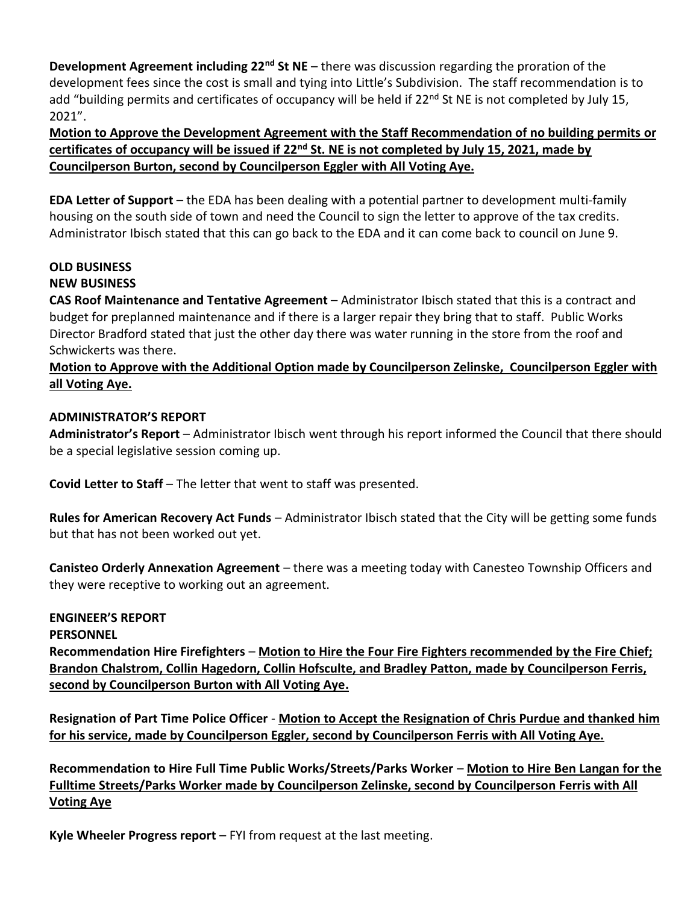**Development Agreement including 22nd St NE** – there was discussion regarding the proration of the development fees since the cost is small and tying into Little's Subdivision. The staff recommendation is to add "building permits and certificates of occupancy will be held if 22nd St NE is not completed by July 15, 2021".

**Motion to Approve the Development Agreement with the Staff Recommendation of no building permits or certificates of occupancy will be issued if 22nd St. NE is not completed by July 15, 2021, made by Councilperson Burton, second by Councilperson Eggler with All Voting Aye.**

**EDA Letter of Support** – the EDA has been dealing with a potential partner to development multi-family housing on the south side of town and need the Council to sign the letter to approve of the tax credits. Administrator Ibisch stated that this can go back to the EDA and it can come back to council on June 9.

**OLD BUSINESS**

**NEW BUSINESS**

**CAS Roof Maintenance and Tentative Agreement** – Administrator Ibisch stated that this is a contract and budget for preplanned maintenance and if there is a larger repair they bring that to staff. Public Works Director Bradford stated that just the other day there was water running in the store from the roof and Schwickerts was there.

**Motion to Approve with the Additional Option made by Councilperson Zelinske, Councilperson Eggler with all Voting Aye.**

**ADMINISTRATOR'S REPORT**

**Administrator's Report** – Administrator Ibisch went through his report informed the Council that there should be a special legislative session coming up.

**Covid Letter to Staff** – The letter that went to staff was presented.

**Rules for American Recovery Act Funds** – Administrator Ibisch stated that the City will be getting some funds but that has not been worked out yet.

**Canisteo Orderly Annexation Agreement** – there was a meeting today with Canesteo Township Officers and they were receptive to working out an agreement.

**ENGINEER'S REPORT**

**PERSONNEL**

**Recommendation Hire Firefighters** – **Motion to Hire the Four Fire Fighters recommended by the Fire Chief; Brandon Chalstrom, Collin Hagedorn, Collin Hofsculte, and Bradley Patton, made by Councilperson Ferris, second by Councilperson Burton with All Voting Aye.**

**Resignation of Part Time Police Officer** - **Motion to Accept the Resignation of Chris Purdue and thanked him for his service, made by Councilperson Eggler, second by Councilperson Ferris with All Voting Aye.**

**Recommendation to Hire Full Time Public Works/Streets/Parks Worker** – **Motion to Hire Ben Langan for the Fulltime Streets/Parks Worker made by Councilperson Zelinske, second by Councilperson Ferris with All Voting Aye**

**Kyle Wheeler Progress report** – FYI from request at the last meeting.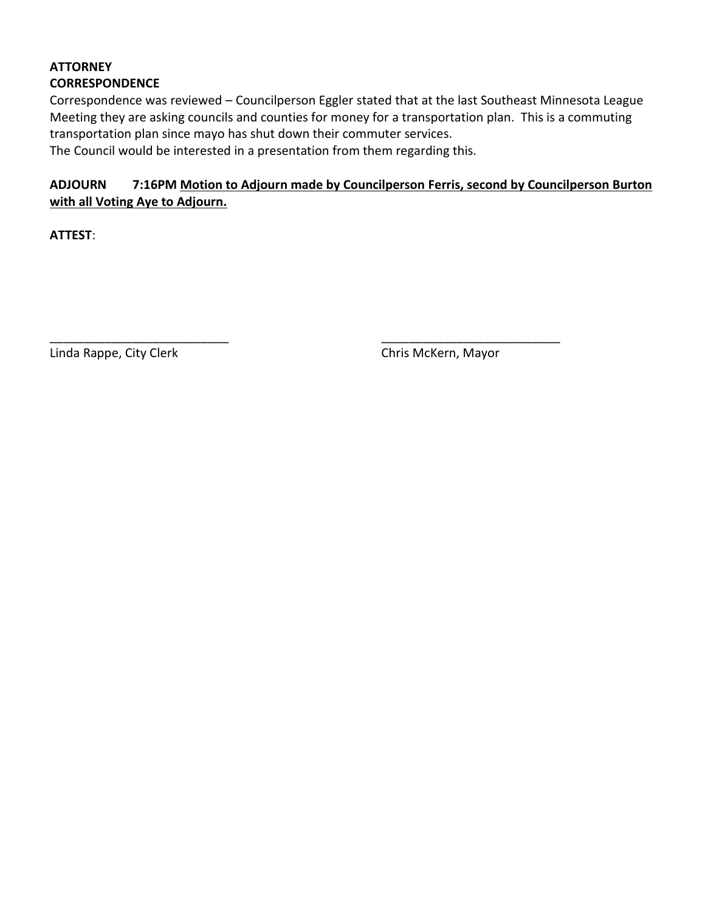**ATTORNEY**

**CORRESPONDENCE**

Correspondence was reviewed – Councilperson Eggler stated that at the last Southeast Minnesota League Meeting they are asking councils and counties for money for a transportation plan. This is a commuting transportation plan since mayo has shut down their commuter services.
The Council would be interested in a presentation from them regarding this.

**ADJOURN 7:16PM <u>Motion to Adjourn made by Councilperson Ferris, second by Councilperson Burton with all Voting Aye to Adjourn.</u>**

**ATTEST**:

___________________________ Linda Rappe, City Clerk

___________________________ Chris McKern, Mayor